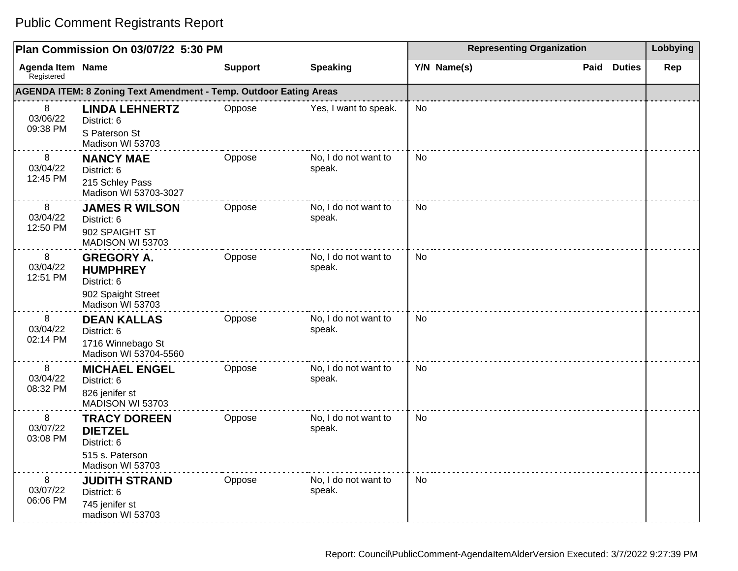# Public Comment Registrants Report

| Plan Commission On 03/07/22 5:30 PM | | | | Representing Organization | | | | Lobbying |
|---|---|---|---|---|---|---|---|---|
| Agenda Item Registered | Name | Support | Speaking | Y/N | Name(s) | Paid | Duties | Rep |
| **AGENDA ITEM: 8 Zoning Text Amendment - Temp. Outdoor Eating Areas** | | | | | | | | |
| 8 03/06/22 09:38 PM | **LINDA LEHNERTZ** District: 6 S Paterson St Madison WI 53703 | Oppose | Yes, I want to speak. | No | | | | |
| 8 03/04/22 12:45 PM | **NANCY MAE** District: 6 215 Schley Pass Madison WI 53703-3027 | Oppose | No, I do not want to speak. | No | | | | |
| 8 03/04/22 12:50 PM | **JAMES R WILSON** District: 6 902 SPAIGHT ST MADISON WI 53703 | Oppose | No, I do not want to speak. | No | | | | |
| 8 03/04/22 12:51 PM | **GREGORY A. HUMPHREY** District: 6 902 Spaight Street Madison WI 53703 | Oppose | No, I do not want to speak. | No | | | | |
| 8 03/04/22 02:14 PM | **DEAN KALLAS** District: 6 1716 Winnebago St Madison WI 53704-5560 | Oppose | No, I do not want to speak. | No | | | | |
| 8 03/04/22 08:32 PM | **MICHAEL ENGEL** District: 6 826 jenifer st MADISON WI 53703 | Oppose | No, I do not want to speak. | No | | | | |
| 8 03/07/22 03:08 PM | **TRACY DOREEN DIETZEL** District: 6 515 s. Paterson Madison WI 53703 | Oppose | No, I do not want to speak. | No | | | | |
| 8 03/07/22 06:06 PM | **JUDITH STRAND** District: 6 745 jenifer st madison WI 53703 | Oppose | No, I do not want to speak. | No | | | | |

Report: Council\PublicComment-AgendaItemAlderVersion Executed: 3/7/2022 9:27:39 PM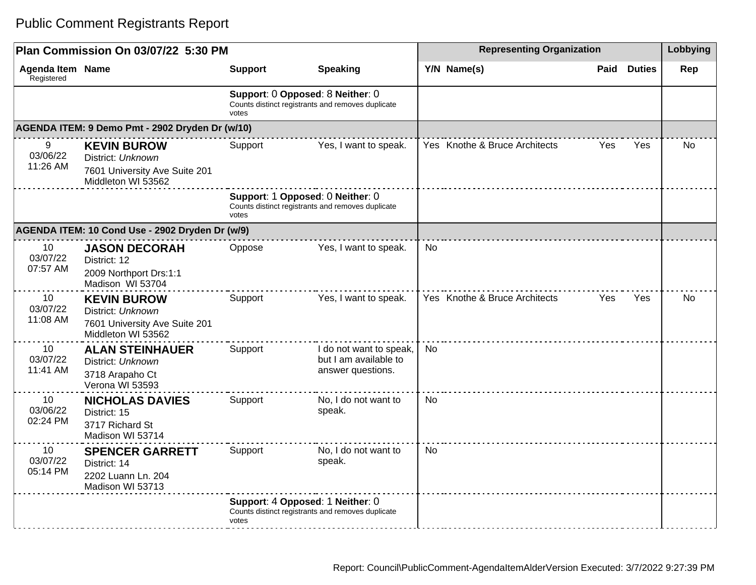# Public Comment Registrants Report

| Plan Commission On 03/07/22 5:30 PM | | | | Representing Organization | | | | Lobbying |
|---|---|---|---|---|---|---|---|---|
| **Agenda Item** Registered | **Name** | **Support** | **Speaking** | **Y/N** | **Name(s)** | **Paid** | **Duties** | **Rep** |
| | | **Support**: 0 **Opposed**: 8 **Neither**: 0 Counts distinct registrants and removes duplicate votes | | | | | | |
| **AGENDA ITEM: 9 Demo Pmt - 2902 Dryden Dr (w/10)** | | | | | | | | |
| 9 03/06/22 11:26 AM | **KEVIN BUROW** District: *Unknown* 7601 University Ave Suite 201 Middleton WI 53562 | Support | Yes, I want to speak. | Yes | Knothe & Bruce Architects | Yes | Yes | No |
| | | **Support**: 1 **Opposed**: 0 **Neither**: 0 Counts distinct registrants and removes duplicate votes | | | | | | |
| **AGENDA ITEM: 10 Cond Use - 2902 Dryden Dr (w/9)** | | | | | | | | |
| 10 03/07/22 07:57 AM | **JASON DECORAH** District: 12 2009 Northport Drs:1:1 Madison WI 53704 | Oppose | Yes, I want to speak. | No | | | | |
| 10 03/07/22 11:08 AM | **KEVIN BUROW** District: *Unknown* 7601 University Ave Suite 201 Middleton WI 53562 | Support | Yes, I want to speak. | Yes | Knothe & Bruce Architects | Yes | Yes | No |
| 10 03/07/22 11:41 AM | **ALAN STEINHAUER** District: *Unknown* 3718 Arapaho Ct Verona WI 53593 | Support | I do not want to speak, but I am available to answer questions. | No | | | | |
| 10 03/06/22 02:24 PM | **NICHOLAS DAVIES** District: 15 3717 Richard St Madison WI 53714 | Support | No, I do not want to speak. | No | | | | |
| 10 03/07/22 05:14 PM | **SPENCER GARRETT** District: 14 2202 Luann Ln. 204 Madison WI 53713 | Support | No, I do not want to speak. | No | | | | |
| | | **Support**: 4 **Opposed**: 1 **Neither**: 0 Counts distinct registrants and removes duplicate votes | | | | | | |

Report: Council\PublicComment-AgendaItemAlderVersion Executed: 3/7/2022 9:27:39 PM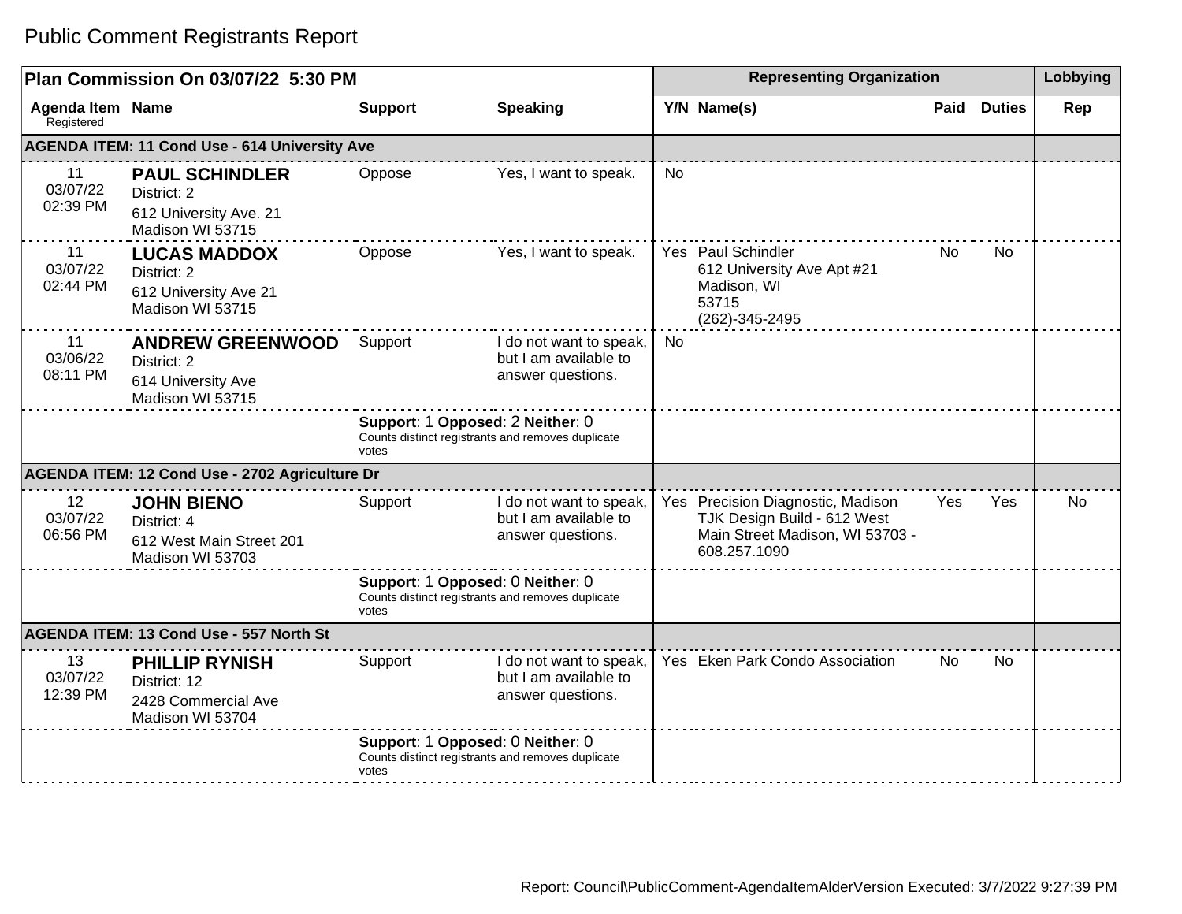# Public Comment Registrants Report

| Plan Commission On 03/07/22 5:30 PM | | | | Representing Organization | | | | Lobbying |
|---|---|---|---|---|---|---|---|---|
| Agenda Item Registered | Name | Support | Speaking | Y/N | Name(s) | Paid | Duties | Rep |
| **AGENDA ITEM: 11 Cond Use - 614 University Ave** | | | | | | | | |
| 11 03/07/22 02:39 PM | **PAUL SCHINDLER** District: 2 612 University Ave. 21 Madison WI 53715 | Oppose | Yes, I want to speak. | No | | | | |
| 11 03/07/22 02:44 PM | **LUCAS MADDOX** District: 2 612 University Ave 21 Madison WI 53715 | Oppose | Yes, I want to speak. | Yes | Paul Schindler 612 University Ave Apt #21 Madison, WI 53715 (262)-345-2495 | No | No | |
| 11 03/06/22 08:11 PM | **ANDREW GREENWOOD** District: 2 614 University Ave Madison WI 53715 | Support | I do not want to speak, but I am available to answer questions. | No | | | | |
| | | **Support**: 1 **Opposed**: 2 **Neither**: 0 Counts distinct registrants and removes duplicate votes | | | | | | |
| **AGENDA ITEM: 12 Cond Use - 2702 Agriculture Dr** | | | | | | | | |
| 12 03/07/22 06:56 PM | **JOHN BIENO** District: 4 612 West Main Street 201 Madison WI 53703 | Support | I do not want to speak, but I am available to answer questions. | Yes | Precision Diagnostic, Madison TJK Design Build - 612 West Main Street Madison, WI 53703 - 608.257.1090 | Yes | Yes | No |
| | | **Support**: 1 **Opposed**: 0 **Neither**: 0 Counts distinct registrants and removes duplicate votes | | | | | | |
| **AGENDA ITEM: 13 Cond Use - 557 North St** | | | | | | | | |
| 13 03/07/22 12:39 PM | **PHILLIP RYNISH** District: 12 2428 Commercial Ave Madison WI 53704 | Support | I do not want to speak, but I am available to answer questions. | Yes | Eken Park Condo Association | No | No | |
| | | **Support**: 1 **Opposed**: 0 **Neither**: 0 Counts distinct registrants and removes duplicate votes | | | | | | |

Report: Council\PublicComment-AgendaItemAlderVersion Executed: 3/7/2022 9:27:39 PM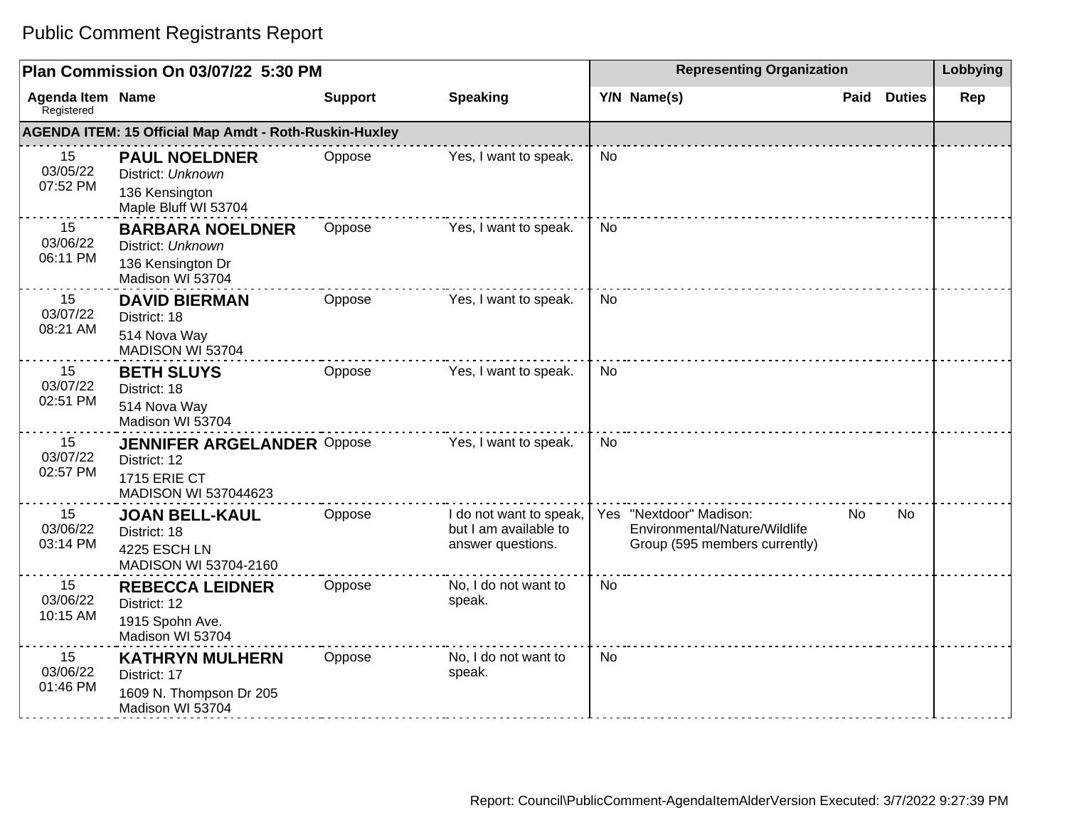# Public Comment Registrants Report

| Plan Commission On 03/07/22 5:30 PM | | | | Representing Organization | | | | Lobbying |
|---|---|---|---|---|---|---|---|---|
| Agenda Item Registered | Name | Support | Speaking | Y/N | Name(s) | Paid | Duties | Rep |
| **AGENDA ITEM: 15 Official Map Amdt - Roth-Ruskin-Huxley** | | | | | | | | |
| 15 03/05/22 07:52 PM | **PAUL NOELDNER** District: *Unknown* 136 Kensington Maple Bluff WI 53704 | Oppose | Yes, I want to speak. | No | | | | |
| 15 03/06/22 06:11 PM | **BARBARA NOELDNER** District: *Unknown* 136 Kensington Dr Madison WI 53704 | Oppose | Yes, I want to speak. | No | | | | |
| 15 03/07/22 08:21 AM | **DAVID BIERMAN** District: 18 514 Nova Way MADISON WI 53704 | Oppose | Yes, I want to speak. | No | | | | |
| 15 03/07/22 02:51 PM | **BETH SLUYS** District: 18 514 Nova Way Madison WI 53704 | Oppose | Yes, I want to speak. | No | | | | |
| 15 03/07/22 02:57 PM | **JENNIFER ARGELANDER** District: 12 1715 ERIE CT MADISON WI 537044623 | Oppose | Yes, I want to speak. | No | | | | |
| 15 03/06/22 03:14 PM | **JOAN BELL-KAUL** District: 18 4225 ESCH LN MADISON WI 53704-2160 | Oppose | I do not want to speak, but I am available to answer questions. | Yes | "Nextdoor" Madison: Environmental/Nature/Wildlife Group (595 members currently) | No | No | |
| 15 03/06/22 10:15 AM | **REBECCA LEIDNER** District: 12 1915 Spohn Ave. Madison WI 53704 | Oppose | No, I do not want to speak. | No | | | | |
| 15 03/06/22 01:46 PM | **KATHRYN MULHERN** District: 17 1609 N. Thompson Dr 205 Madison WI 53704 | Oppose | No, I do not want to speak. | No | | | | |

Report: Council\PublicComment-AgendaItemAlderVersion Executed: 3/7/2022 9:27:39 PM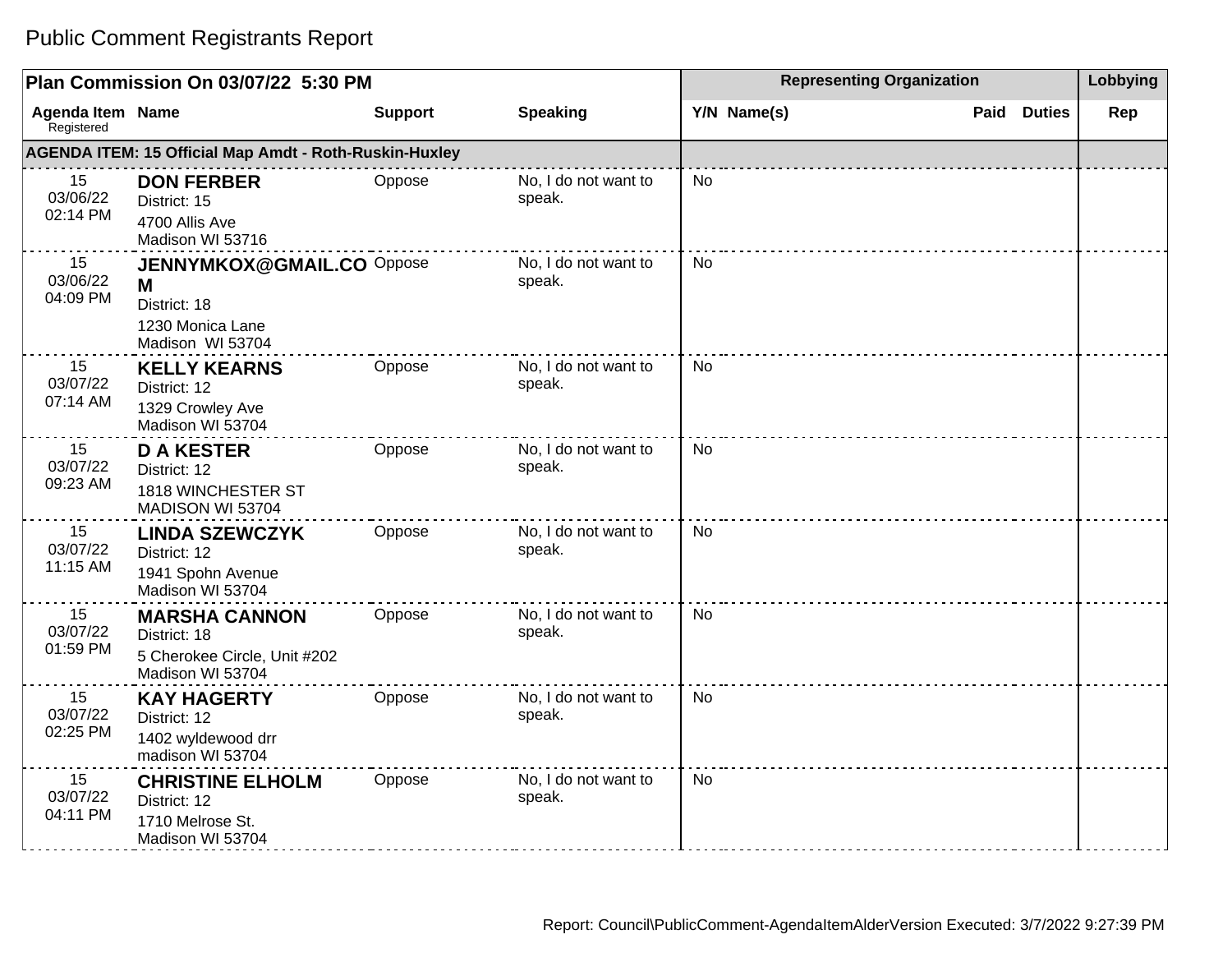# Public Comment Registrants Report

| Plan Commission On 03/07/22 5:30 PM | | | | Representing Organization | | | | Lobbying |
|---|---|---|---|---|---|---|---|---|
| Agenda Item Registered | Name | Support | Speaking | Y/N | Name(s) | Paid | Duties | Rep |
| **AGENDA ITEM: 15 Official Map Amdt - Roth-Ruskin-Huxley** | | | | | | | | |
| 15 03/06/22 02:14 PM | **DON FERBER** District: 15 4700 Allis Ave Madison WI 53716 | Oppose | No, I do not want to speak. | No | | | | |
| 15 03/06/22 04:09 PM | **JENNYMKOX@GMAIL.COM** District: 18 1230 Monica Lane Madison WI 53704 | Oppose | No, I do not want to speak. | No | | | | |
| 15 03/07/22 07:14 AM | **KELLY KEARNS** District: 12 1329 Crowley Ave Madison WI 53704 | Oppose | No, I do not want to speak. | No | | | | |
| 15 03/07/22 09:23 AM | **D A KESTER** District: 12 1818 WINCHESTER ST MADISON WI 53704 | Oppose | No, I do not want to speak. | No | | | | |
| 15 03/07/22 11:15 AM | **LINDA SZEWCZYK** District: 12 1941 Spohn Avenue Madison WI 53704 | Oppose | No, I do not want to speak. | No | | | | |
| 15 03/07/22 01:59 PM | **MARSHA CANNON** District: 18 5 Cherokee Circle, Unit #202 Madison WI 53704 | Oppose | No, I do not want to speak. | No | | | | |
| 15 03/07/22 02:25 PM | **KAY HAGERTY** District: 12 1402 wyldewood drr madison WI 53704 | Oppose | No, I do not want to speak. | No | | | | |
| 15 03/07/22 04:11 PM | **CHRISTINE ELHOLM** District: 12 1710 Melrose St. Madison WI 53704 | Oppose | No, I do not want to speak. | No | | | | |

Report: Council\PublicComment-AgendaItemAlderVersion Executed: 3/7/2022 9:27:39 PM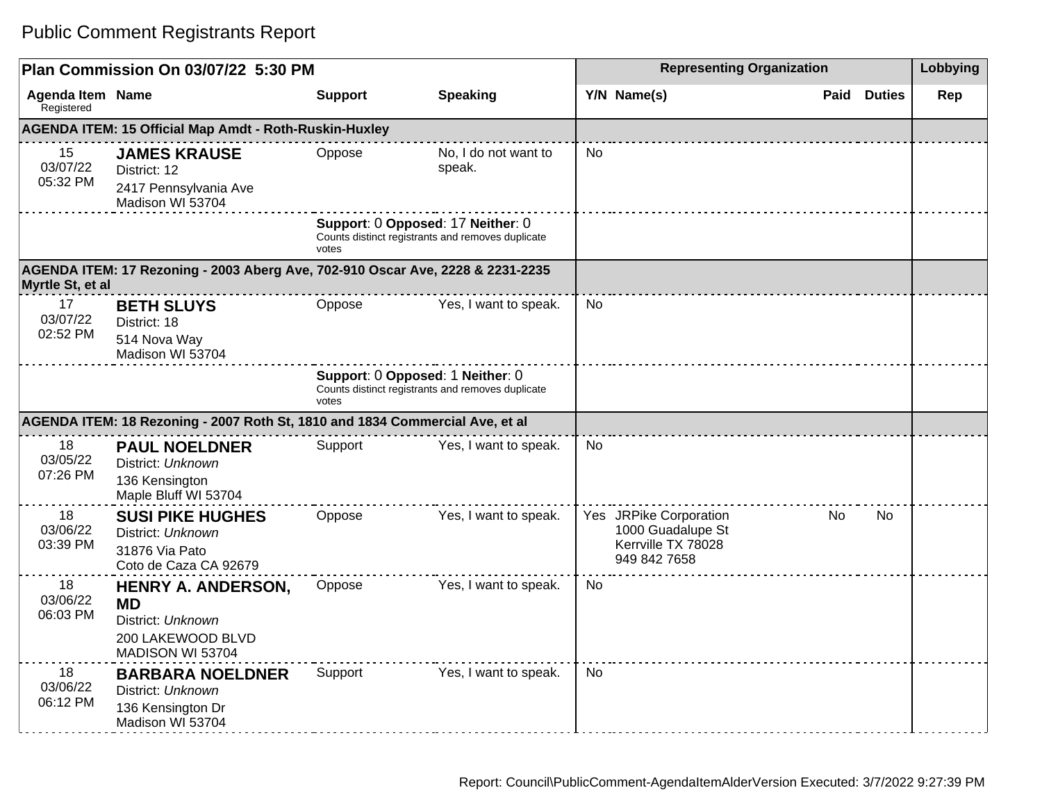# Public Comment Registrants Report

| Plan Commission On 03/07/22 5:30 PM | | | | Representing Organization | | | | Lobbying |
|---|---|---|---|---|---|---|---|---|
| Agenda Item Registered | Name | Support | Speaking | Y/N | Name(s) | Paid | Duties | Rep |
| **AGENDA ITEM: 15 Official Map Amdt - Roth-Ruskin-Huxley** | | | | | | | | |
| 15 03/07/22 05:32 PM | **JAMES KRAUSE** District: 12 2417 Pennsylvania Ave Madison WI 53704 | Oppose | No, I do not want to speak. | No | | | | |
| | | **Support**: 0 **Opposed**: 17 **Neither**: 0 Counts distinct registrants and removes duplicate votes | | | | | | |
| **AGENDA ITEM: 17 Rezoning - 2003 Aberg Ave, 702-910 Oscar Ave, 2228 & 2231-2235 Myrtle St, et al** | | | | | | | | |
| 17 03/07/22 02:52 PM | **BETH SLUYS** District: 18 514 Nova Way Madison WI 53704 | Oppose | Yes, I want to speak. | No | | | | |
| | | **Support**: 0 **Opposed**: 1 **Neither**: 0 Counts distinct registrants and removes duplicate votes | | | | | | |
| **AGENDA ITEM: 18 Rezoning - 2007 Roth St, 1810 and 1834 Commercial Ave, et al** | | | | | | | | |
| 18 03/05/22 07:26 PM | **PAUL NOELDNER** District: *Unknown* 136 Kensington Maple Bluff WI 53704 | Support | Yes, I want to speak. | No | | | | |
| 18 03/06/22 03:39 PM | **SUSI PIKE HUGHES** District: *Unknown* 31876 Via Pato Coto de Caza CA 92679 | Oppose | Yes, I want to speak. | Yes | JRPike Corporation 1000 Guadalupe St Kerrville TX 78028 949 842 7658 | No | No | |
| 18 03/06/22 06:03 PM | **HENRY A. ANDERSON, MD** District: *Unknown* 200 LAKEWOOD BLVD MADISON WI 53704 | Oppose | Yes, I want to speak. | No | | | | |
| 18 03/06/22 06:12 PM | **BARBARA NOELDNER** District: *Unknown* 136 Kensington Dr Madison WI 53704 | Support | Yes, I want to speak. | No | | | | |

Report: Council\PublicComment-AgendaItemAlderVersion Executed: 3/7/2022 9:27:39 PM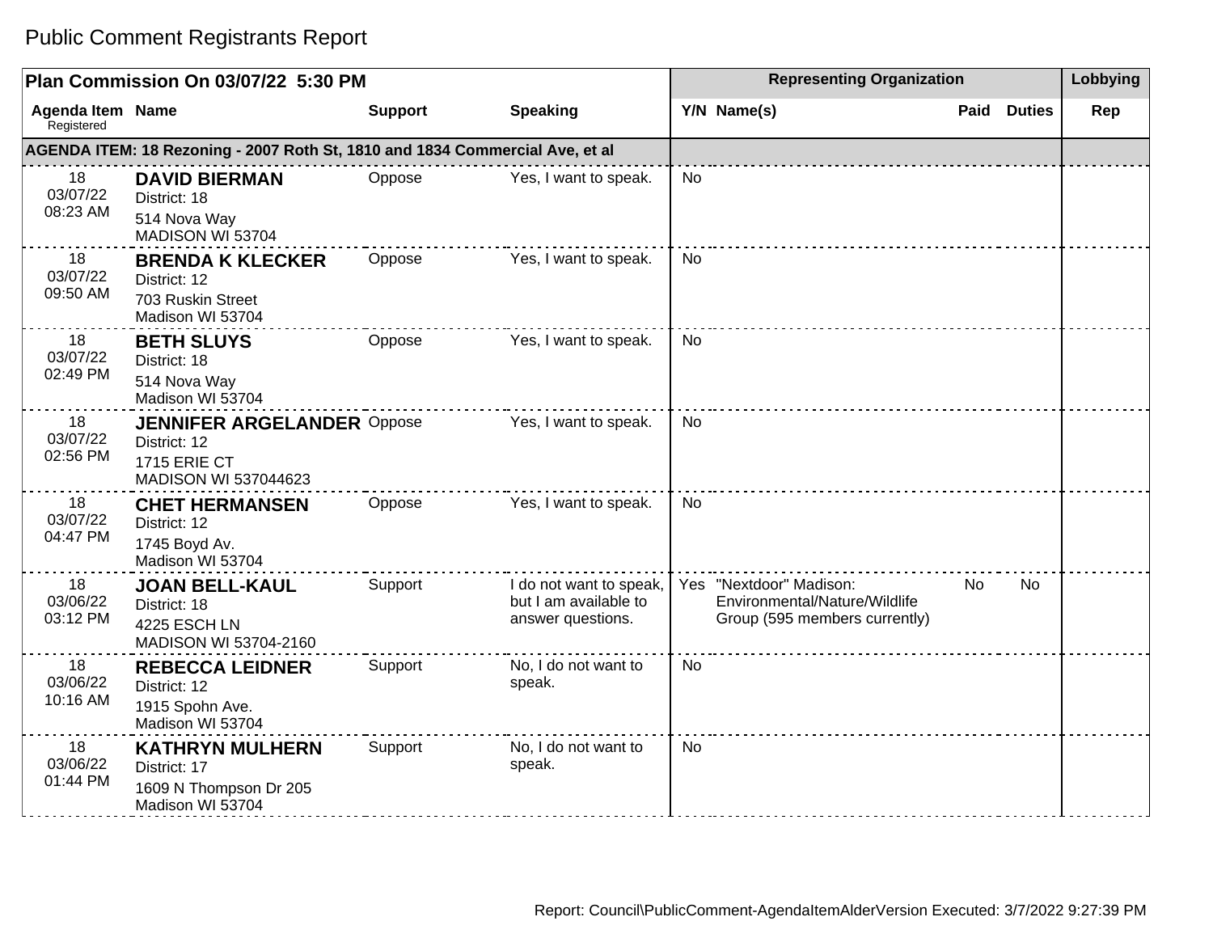# Public Comment Registrants Report

| Plan Commission On 03/07/22 5:30 PM | | | | Representing Organization | | | | Lobbying |
|---|---|---|---|---|---|---|---|---|
| Agenda Item Registered | Name | Support | Speaking | Y/N | Name(s) | Paid | Duties | Rep |
| **AGENDA ITEM: 18 Rezoning - 2007 Roth St, 1810 and 1834 Commercial Ave, et al** | | | | | | | | |
| 18 03/07/22 08:23 AM | **DAVID BIERMAN** District: 18 514 Nova Way MADISON WI 53704 | Oppose | Yes, I want to speak. | No | | | | |
| 18 03/07/22 09:50 AM | **BRENDA K KLECKER** District: 12 703 Ruskin Street Madison WI 53704 | Oppose | Yes, I want to speak. | No | | | | |
| 18 03/07/22 02:49 PM | **BETH SLUYS** District: 18 514 Nova Way Madison WI 53704 | Oppose | Yes, I want to speak. | No | | | | |
| 18 03/07/22 02:56 PM | **JENNIFER ARGELANDER** District: 12 1715 ERIE CT MADISON WI 537044623 | Oppose | Yes, I want to speak. | No | | | | |
| 18 03/07/22 04:47 PM | **CHET HERMANSEN** District: 12 1745 Boyd Av. Madison WI 53704 | Oppose | Yes, I want to speak. | No | | | | |
| 18 03/06/22 03:12 PM | **JOAN BELL-KAUL** District: 18 4225 ESCH LN MADISON WI 53704-2160 | Support | I do not want to speak, but I am available to answer questions. | Yes | "Nextdoor" Madison: Environmental/Nature/Wildlife Group (595 members currently) | No | No | |
| 18 03/06/22 10:16 AM | **REBECCA LEIDNER** District: 12 1915 Spohn Ave. Madison WI 53704 | Support | No, I do not want to speak. | No | | | | |
| 18 03/06/22 01:44 PM | **KATHRYN MULHERN** District: 17 1609 N Thompson Dr 205 Madison WI 53704 | Support | No, I do not want to speak. | No | | | | |

Report: Council\PublicComment-AgendaItemAlderVersion Executed: 3/7/2022 9:27:39 PM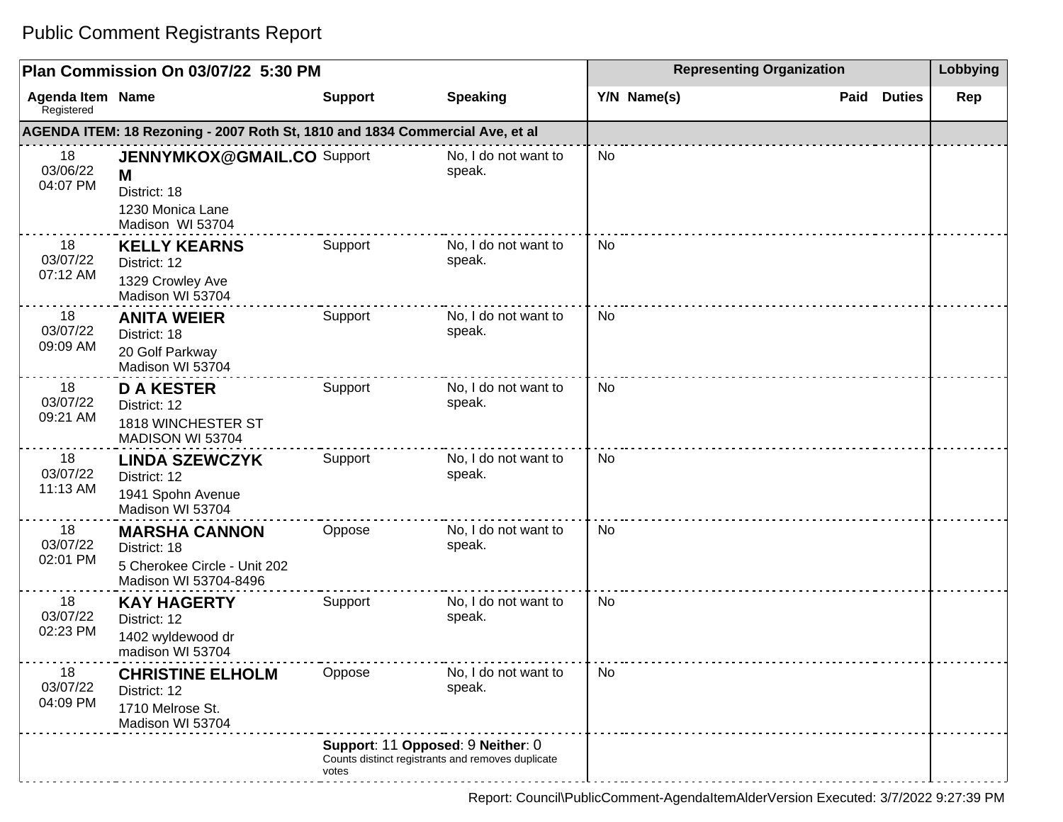# Public Comment Registrants Report

| Plan Commission On 03/07/22 5:30 PM | | | | Representing Organization | | | | Lobbying |
|---|---|---|---|---|---|---|---|---|
| Agenda Item Registered | Name | Support | Speaking | Y/N | Name(s) | Paid | Duties | Rep |
| **AGENDA ITEM: 18 Rezoning - 2007 Roth St, 1810 and 1834 Commercial Ave, et al** | | | | | | | | |
| 18 03/06/22 04:07 PM | **JENNYMKOX@GMAIL.COM** District: 18 1230 Monica Lane Madison WI 53704 | Support | No, I do not want to speak. | No | | | | |
| 18 03/07/22 07:12 AM | **KELLY KEARNS** District: 12 1329 Crowley Ave Madison WI 53704 | Support | No, I do not want to speak. | No | | | | |
| 18 03/07/22 09:09 AM | **ANITA WEIER** District: 18 20 Golf Parkway Madison WI 53704 | Support | No, I do not want to speak. | No | | | | |
| 18 03/07/22 09:21 AM | **D A KESTER** District: 12 1818 WINCHESTER ST MADISON WI 53704 | Support | No, I do not want to speak. | No | | | | |
| 18 03/07/22 11:13 AM | **LINDA SZEWCZYK** District: 12 1941 Spohn Avenue Madison WI 53704 | Support | No, I do not want to speak. | No | | | | |
| 18 03/07/22 02:01 PM | **MARSHA CANNON** District: 18 5 Cherokee Circle - Unit 202 Madison WI 53704-8496 | Oppose | No, I do not want to speak. | No | | | | |
| 18 03/07/22 02:23 PM | **KAY HAGERTY** District: 12 1402 wyldewood dr madison WI 53704 | Support | No, I do not want to speak. | No | | | | |
| 18 03/07/22 04:09 PM | **CHRISTINE ELHOLM** District: 12 1710 Melrose St. Madison WI 53704 | Oppose | No, I do not want to speak. | No | | | | |
| | | **Support**: 11 **Opposed**: 9 **Neither**: 0 Counts distinct registrants and removes duplicate votes | | | | | | |

Report: Council\PublicComment-AgendaItemAlderVersion Executed: 3/7/2022 9:27:39 PM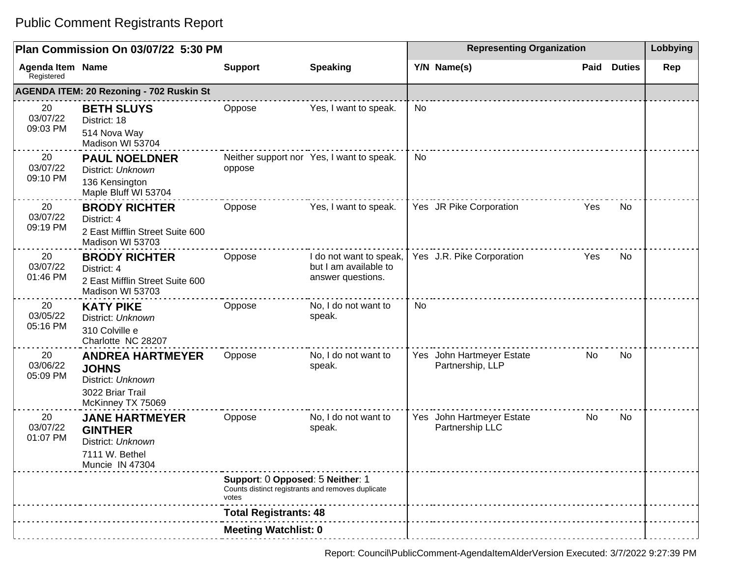# Public Comment Registrants Report

| Plan Commission On 03/07/22 5:30 PM | | | | Representing Organization | | | | Lobbying |
|---|---|---|---|---|---|---|---|---|
| Agenda Item Registered | Name | Support | Speaking | Y/N | Name(s) | Paid | Duties | Rep |
| **AGENDA ITEM: 20 Rezoning - 702 Ruskin St** | | | | | | | | |
| 20 03/07/22 09:03 PM | **BETH SLUYS** District: 18 514 Nova Way Madison WI 53704 | Oppose | Yes, I want to speak. | No | | | | |
| 20 03/07/22 09:10 PM | **PAUL NOELDNER** District: *Unknown* 136 Kensington Maple Bluff WI 53704 | Neither support nor oppose | Yes, I want to speak. | No | | | | |
| 20 03/07/22 09:19 PM | **BRODY RICHTER** District: 4 2 East Mifflin Street Suite 600 Madison WI 53703 | Oppose | Yes, I want to speak. | Yes | JR Pike Corporation | Yes | No | |
| 20 03/07/22 01:46 PM | **BRODY RICHTER** District: 4 2 East Mifflin Street Suite 600 Madison WI 53703 | Oppose | I do not want to speak, but I am available to answer questions. | Yes | J.R. Pike Corporation | Yes | No | |
| 20 03/05/22 05:16 PM | **KATY PIKE** District: *Unknown* 310 Colville e Charlotte NC 28207 | Oppose | No, I do not want to speak. | No | | | | |
| 20 03/06/22 05:09 PM | **ANDREA HARTMEYER JOHNS** District: *Unknown* 3022 Briar Trail McKinney TX 75069 | Oppose | No, I do not want to speak. | Yes | John Hartmeyer Estate Partnership, LLP | No | No | |
| 20 03/07/22 01:07 PM | **JANE HARTMEYER GINTHER** District: *Unknown* 7111 W. Bethel Muncie IN 47304 | Oppose | No, I do not want to speak. | Yes | John Hartmeyer Estate Partnership LLC | No | No | |
| | | **Support**: 0 **Opposed**: 5 **Neither**: 1 Counts distinct registrants and removes duplicate votes | | | | | | |
| | | **Total Registrants: 48** | | | | | | |
| | | **Meeting Watchlist: 0** | | | | | | |

Report: Council\PublicComment-AgendaItemAlderVersion Executed: 3/7/2022 9:27:39 PM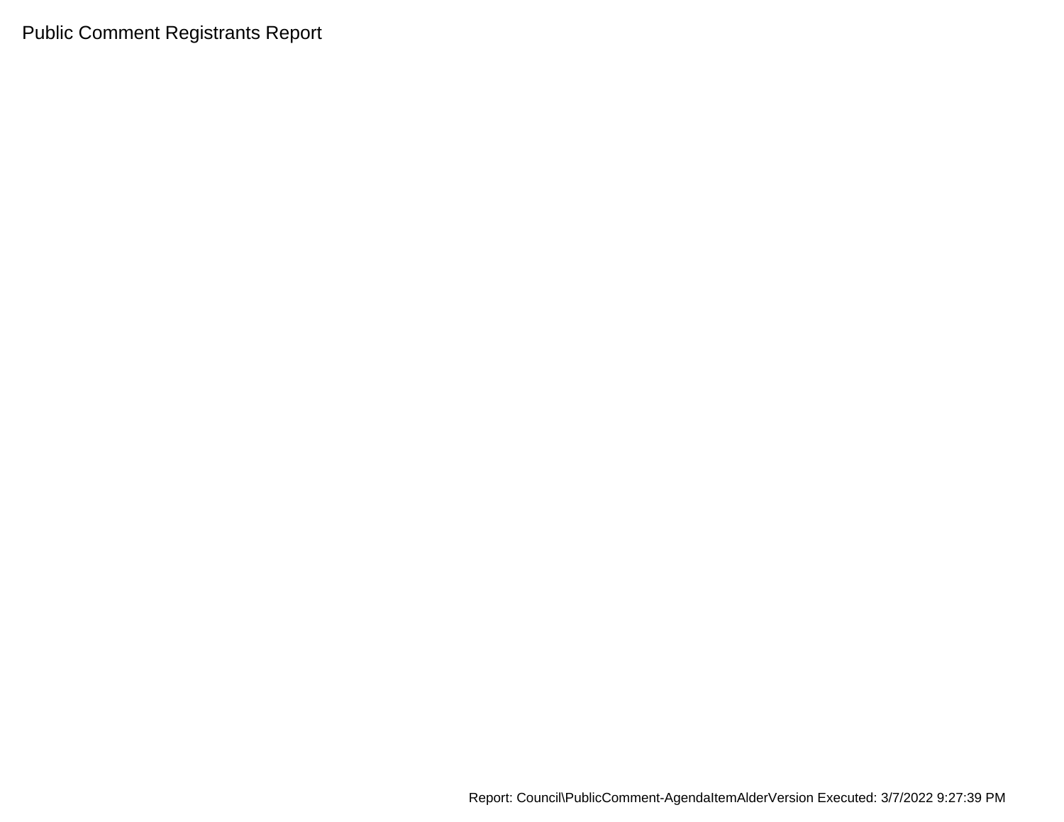# Public Comment Registrants Report